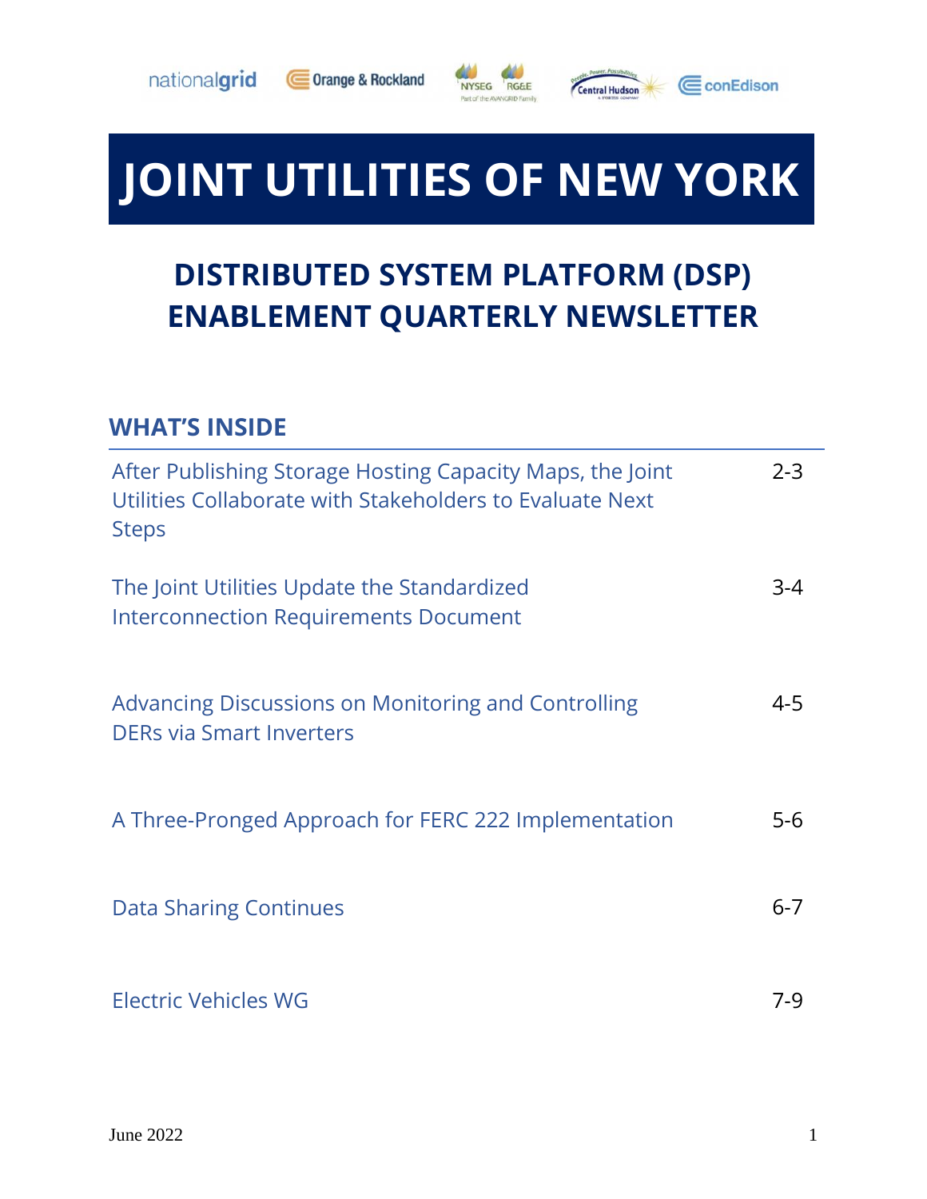# JOINT UTILITIES OF NEW YORK

## DISTRIBUTED SYSTEM PLATFORM (DSP) ENABLEMENT QUARTERLY NEWSLETTER

### WHAT'S INSIDE

| | |
|---|---|
| After Publishing Storage Hosting Capacity Maps, the Joint Utilities Collaborate with Stakeholders to Evaluate Next Steps | 2-3 |
| The Joint Utilities Update the Standardized Interconnection Requirements Document | 3-4 |
| Advancing Discussions on Monitoring and Controlling DERs via Smart Inverters | 4-5 |
| A Three-Pronged Approach for FERC 222 Implementation | 5-6 |
| Data Sharing Continues | 6-7 |
| Electric Vehicles WG | 7-9 |

June 2022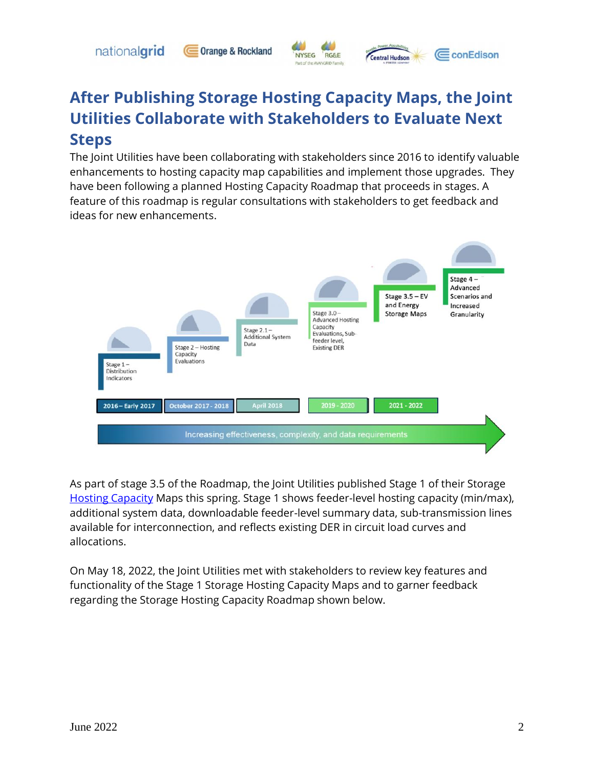# After Publishing Storage Hosting Capacity Maps, the Joint Utilities Collaborate with Stakeholders to Evaluate Next Steps

The Joint Utilities have been collaborating with stakeholders since 2016 to identify valuable enhancements to hosting capacity map capabilities and implement those upgrades. They have been following a planned Hosting Capacity Roadmap that proceeds in stages. A feature of this roadmap is regular consultations with stakeholders to get feedback and ideas for new enhancements.

Stage 1 – Distribution Indicators (2016 – Early 2017)

Stage 2 – Hosting Capacity Evaluations (October 2017 - 2018)

Stage 2.1 – Additional System Data (April 2018)

Stage 3.0 – Advanced Hosting Capacity Evaluations, Sub-feeder level, Existing DER (2019 - 2020)

Stage 3.5 – EV and Energy Storage Maps (2021 - 2022)

Stage 4 – Advanced Scenarios and Increased Granularity

Increasing effectiveness, complexity, and data requirements

As part of stage 3.5 of the Roadmap, the Joint Utilities published Stage 1 of their Storage [Hosting Capacity](Hosting Capacity) Maps this spring. Stage 1 shows feeder-level hosting capacity (min/max), additional system data, downloadable feeder-level summary data, sub-transmission lines available for interconnection, and reflects existing DER in circuit load curves and allocations.

On May 18, 2022, the Joint Utilities met with stakeholders to review key features and functionality of the Stage 1 Storage Hosting Capacity Maps and to garner feedback regarding the Storage Hosting Capacity Roadmap shown below.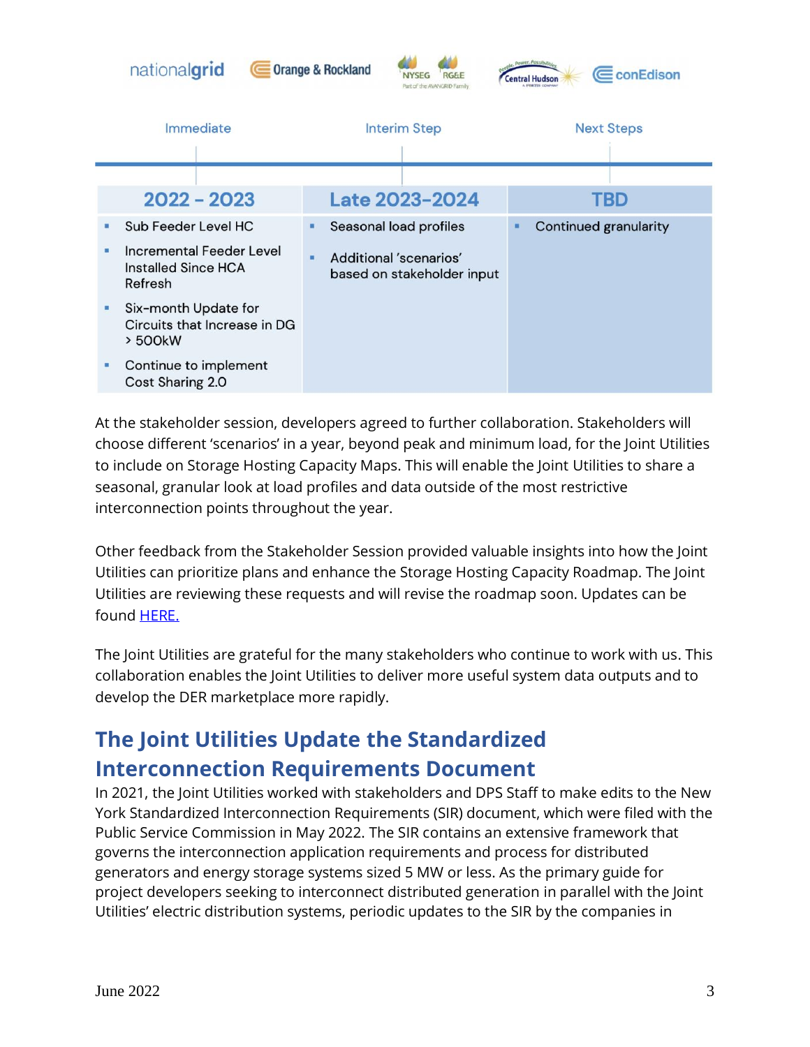| Immediate | Interim Step | Next Steps |
|---|---|---|
| **2022 - 2023** | **Late 2023-2024** | **TBD** |
| ▪ Sub Feeder Level HC<br>▪ Incremental Feeder Level Installed Since HCA Refresh<br>▪ Six-month Update for Circuits that Increase in DG > 500kW<br>▪ Continue to implement Cost Sharing 2.0 | ▪ Seasonal load profiles<br>▪ Additional 'scenarios' based on stakeholder input | ▪ Continued granularity |

At the stakeholder session, developers agreed to further collaboration. Stakeholders will choose different 'scenarios' in a year, beyond peak and minimum load, for the Joint Utilities to include on Storage Hosting Capacity Maps. This will enable the Joint Utilities to share a seasonal, granular look at load profiles and data outside of the most restrictive interconnection points throughout the year.

Other feedback from the Stakeholder Session provided valuable insights into how the Joint Utilities can prioritize plans and enhance the Storage Hosting Capacity Roadmap. The Joint Utilities are reviewing these requests and will revise the roadmap soon. Updates can be found HERE.

The Joint Utilities are grateful for the many stakeholders who continue to work with us. This collaboration enables the Joint Utilities to deliver more useful system data outputs and to develop the DER marketplace more rapidly.

## The Joint Utilities Update the Standardized Interconnection Requirements Document

In 2021, the Joint Utilities worked with stakeholders and DPS Staff to make edits to the New York Standardized Interconnection Requirements (SIR) document, which were filed with the Public Service Commission in May 2022. The SIR contains an extensive framework that governs the interconnection application requirements and process for distributed generators and energy storage systems sized 5 MW or less. As the primary guide for project developers seeking to interconnect distributed generation in parallel with the Joint Utilities' electric distribution systems, periodic updates to the SIR by the companies in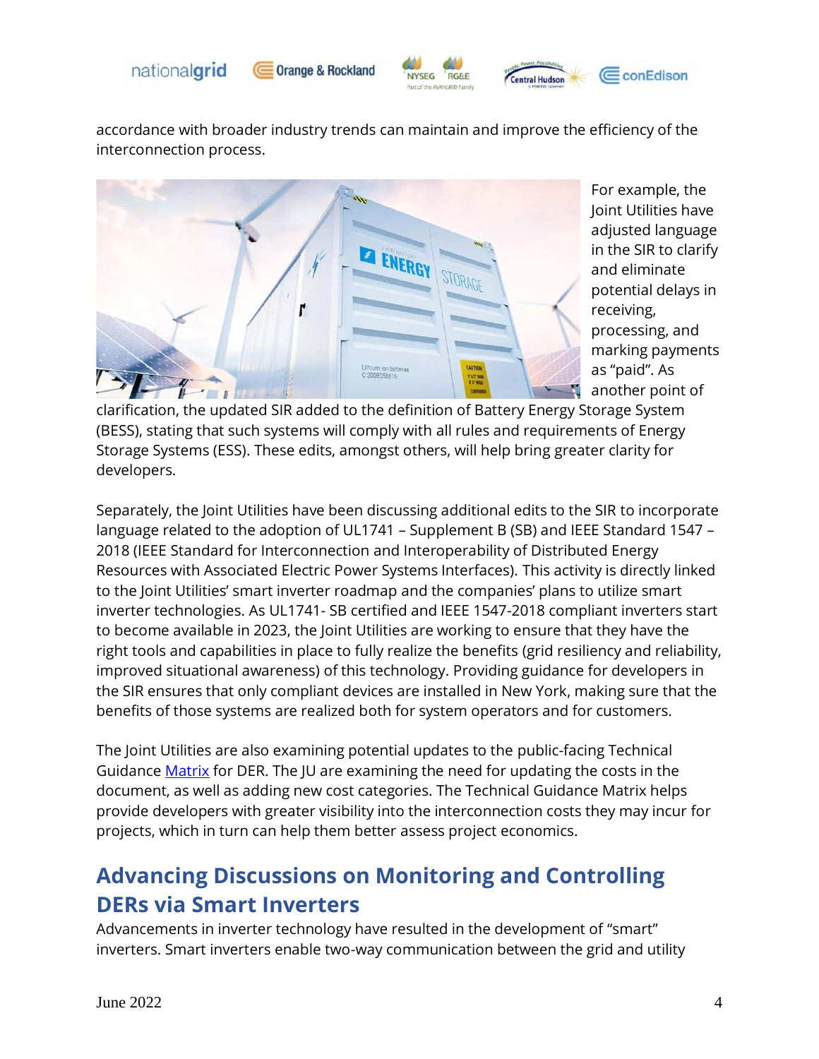accordance with broader industry trends can maintain and improve the efficiency of the interconnection process.

For example, the Joint Utilities have adjusted language in the SIR to clarify and eliminate potential delays in receiving, processing, and marking payments as "paid". As another point of clarification, the updated SIR added to the definition of Battery Energy Storage System (BESS), stating that such systems will comply with all rules and requirements of Energy Storage Systems (ESS). These edits, amongst others, will help bring greater clarity for developers.

Separately, the Joint Utilities have been discussing additional edits to the SIR to incorporate language related to the adoption of UL1741 – Supplement B (SB) and IEEE Standard 1547 – 2018 (IEEE Standard for Interconnection and Interoperability of Distributed Energy Resources with Associated Electric Power Systems Interfaces). This activity is directly linked to the Joint Utilities' smart inverter roadmap and the companies' plans to utilize smart inverter technologies. As UL1741- SB certified and IEEE 1547-2018 compliant inverters start to become available in 2023, the Joint Utilities are working to ensure that they have the right tools and capabilities in place to fully realize the benefits (grid resiliency and reliability, improved situational awareness) of this technology. Providing guidance for developers in the SIR ensures that only compliant devices are installed in New York, making sure that the benefits of those systems are realized both for system operators and for customers.

The Joint Utilities are also examining potential updates to the public-facing Technical Guidance Matrix for DER. The JU are examining the need for updating the costs in the document, as well as adding new cost categories. The Technical Guidance Matrix helps provide developers with greater visibility into the interconnection costs they may incur for projects, which in turn can help them better assess project economics.

## Advancing Discussions on Monitoring and Controlling DERs via Smart Inverters

Advancements in inverter technology have resulted in the development of "smart" inverters. Smart inverters enable two-way communication between the grid and utility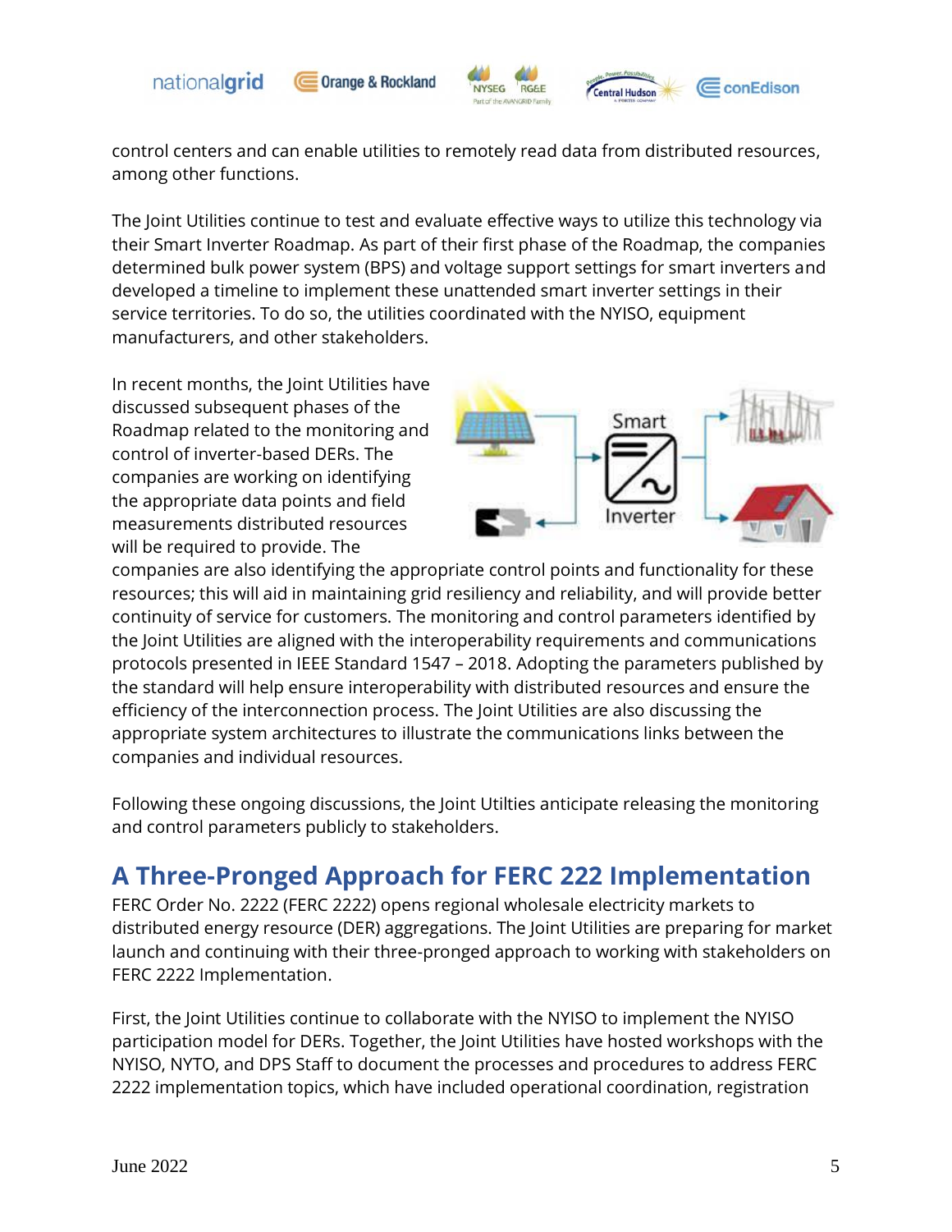control centers and can enable utilities to remotely read data from distributed resources, among other functions.

The Joint Utilities continue to test and evaluate effective ways to utilize this technology via their Smart Inverter Roadmap. As part of their first phase of the Roadmap, the companies determined bulk power system (BPS) and voltage support settings for smart inverters and developed a timeline to implement these unattended smart inverter settings in their service territories. To do so, the utilities coordinated with the NYISO, equipment manufacturers, and other stakeholders.

In recent months, the Joint Utilities have discussed subsequent phases of the Roadmap related to the monitoring and control of inverter-based DERs. The companies are working on identifying the appropriate data points and field measurements distributed resources will be required to provide. The companies are also identifying the appropriate control points and functionality for these resources; this will aid in maintaining grid resiliency and reliability, and will provide better continuity of service for customers. The monitoring and control parameters identified by the Joint Utilities are aligned with the interoperability requirements and communications protocols presented in IEEE Standard 1547 – 2018. Adopting the parameters published by the standard will help ensure interoperability with distributed resources and ensure the efficiency of the interconnection process. The Joint Utilities are also discussing the appropriate system architectures to illustrate the communications links between the companies and individual resources.

Following these ongoing discussions, the Joint Utilties anticipate releasing the monitoring and control parameters publicly to stakeholders.

## A Three-Pronged Approach for FERC 222 Implementation

FERC Order No. 2222 (FERC 2222) opens regional wholesale electricity markets to distributed energy resource (DER) aggregations. The Joint Utilities are preparing for market launch and continuing with their three-pronged approach to working with stakeholders on FERC 2222 Implementation.

First, the Joint Utilities continue to collaborate with the NYISO to implement the NYISO participation model for DERs. Together, the Joint Utilities have hosted workshops with the NYISO, NYTO, and DPS Staff to document the processes and procedures to address FERC 2222 implementation topics, which have included operational coordination, registration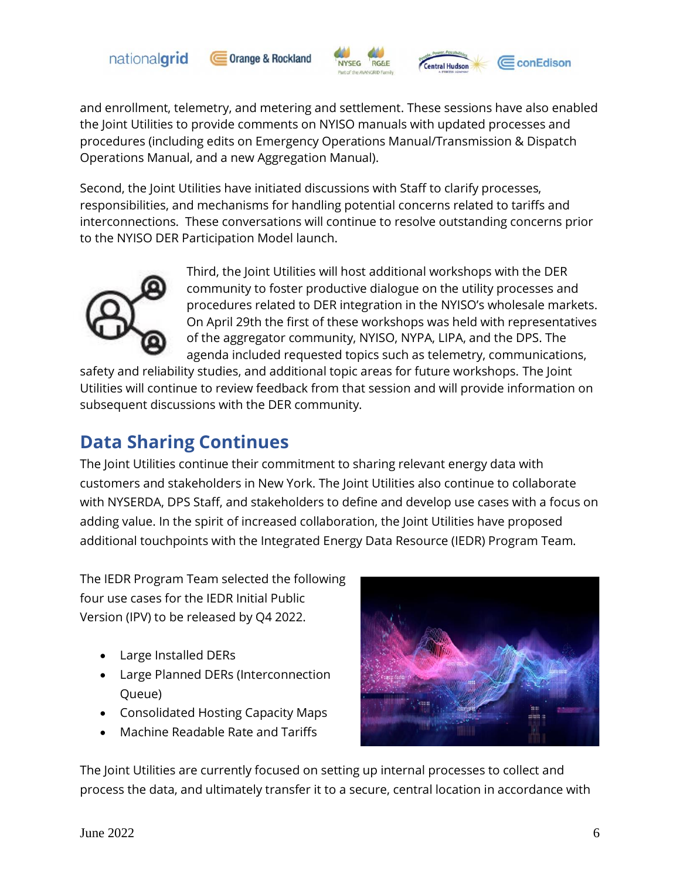and enrollment, telemetry, and metering and settlement. These sessions have also enabled the Joint Utilities to provide comments on NYISO manuals with updated processes and procedures (including edits on Emergency Operations Manual/Transmission & Dispatch Operations Manual, and a new Aggregation Manual).

Second, the Joint Utilities have initiated discussions with Staff to clarify processes, responsibilities, and mechanisms for handling potential concerns related to tariffs and interconnections. These conversations will continue to resolve outstanding concerns prior to the NYISO DER Participation Model launch.

Third, the Joint Utilities will host additional workshops with the DER community to foster productive dialogue on the utility processes and procedures related to DER integration in the NYISO's wholesale markets. On April 29th the first of these workshops was held with representatives of the aggregator community, NYISO, NYPA, LIPA, and the DPS. The agenda included requested topics such as telemetry, communications, safety and reliability studies, and additional topic areas for future workshops. The Joint Utilities will continue to review feedback from that session and will provide information on subsequent discussions with the DER community.

## Data Sharing Continues

The Joint Utilities continue their commitment to sharing relevant energy data with customers and stakeholders in New York. The Joint Utilities also continue to collaborate with NYSERDA, DPS Staff, and stakeholders to define and develop use cases with a focus on adding value. In the spirit of increased collaboration, the Joint Utilities have proposed additional touchpoints with the Integrated Energy Data Resource (IEDR) Program Team.

The IEDR Program Team selected the following four use cases for the IEDR Initial Public Version (IPV) to be released by Q4 2022.

- Large Installed DERs
- Large Planned DERs (Interconnection Queue)
- Consolidated Hosting Capacity Maps
- Machine Readable Rate and Tariffs

The Joint Utilities are currently focused on setting up internal processes to collect and process the data, and ultimately transfer it to a secure, central location in accordance with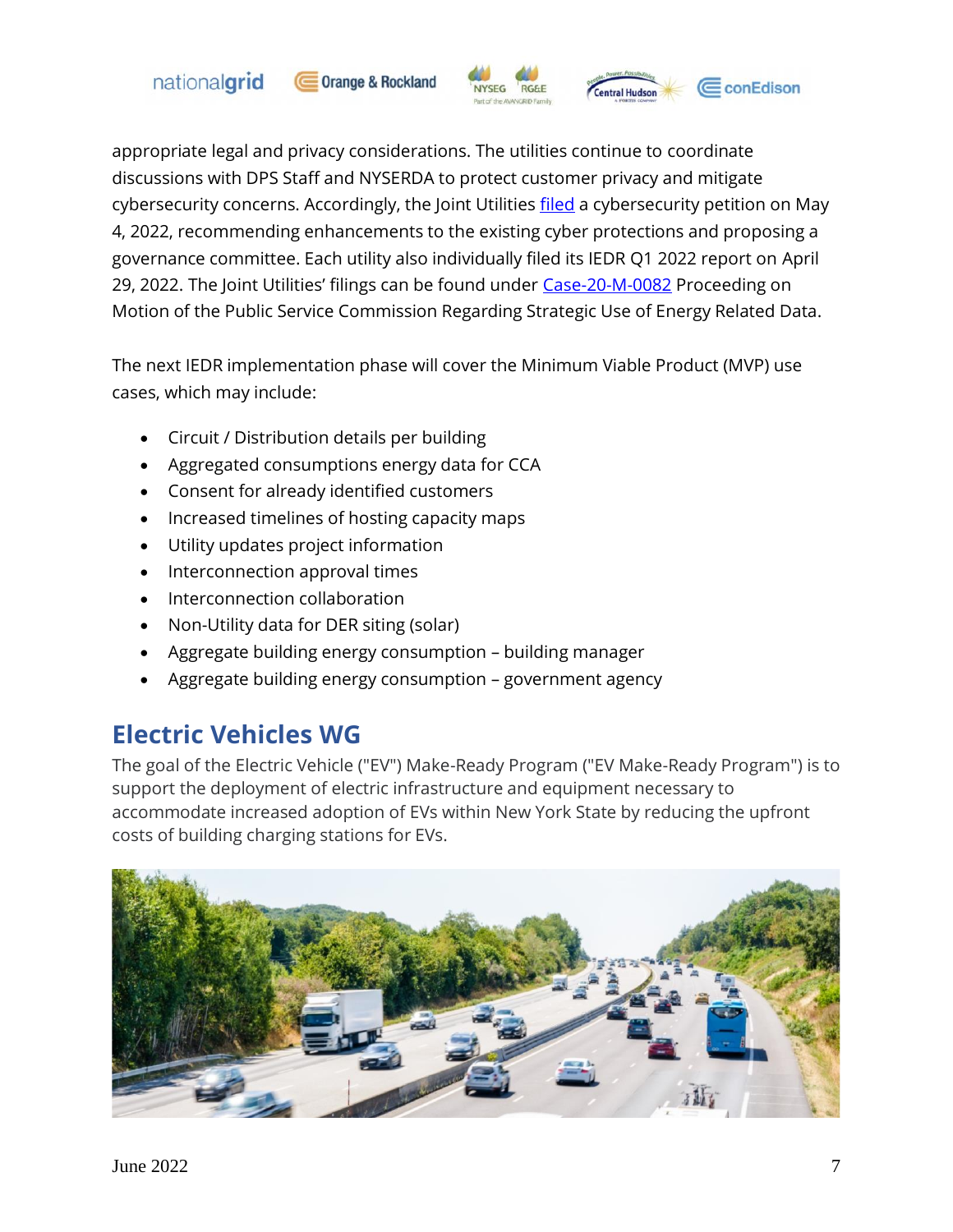appropriate legal and privacy considerations. The utilities continue to coordinate discussions with DPS Staff and NYSERDA to protect customer privacy and mitigate cybersecurity concerns. Accordingly, the Joint Utilities filed a cybersecurity petition on May 4, 2022, recommending enhancements to the existing cyber protections and proposing a governance committee. Each utility also individually filed its IEDR Q1 2022 report on April 29, 2022. The Joint Utilities' filings can be found under Case-20-M-0082 Proceeding on Motion of the Public Service Commission Regarding Strategic Use of Energy Related Data.

The next IEDR implementation phase will cover the Minimum Viable Product (MVP) use cases, which may include:

- Circuit / Distribution details per building
- Aggregated consumptions energy data for CCA
- Consent for already identified customers
- Increased timelines of hosting capacity maps
- Utility updates project information
- Interconnection approval times
- Interconnection collaboration
- Non-Utility data for DER siting (solar)
- Aggregate building energy consumption – building manager
- Aggregate building energy consumption – government agency

## Electric Vehicles WG

The goal of the Electric Vehicle ("EV") Make-Ready Program ("EV Make-Ready Program") is to support the deployment of electric infrastructure and equipment necessary to accommodate increased adoption of EVs within New York State by reducing the upfront costs of building charging stations for EVs.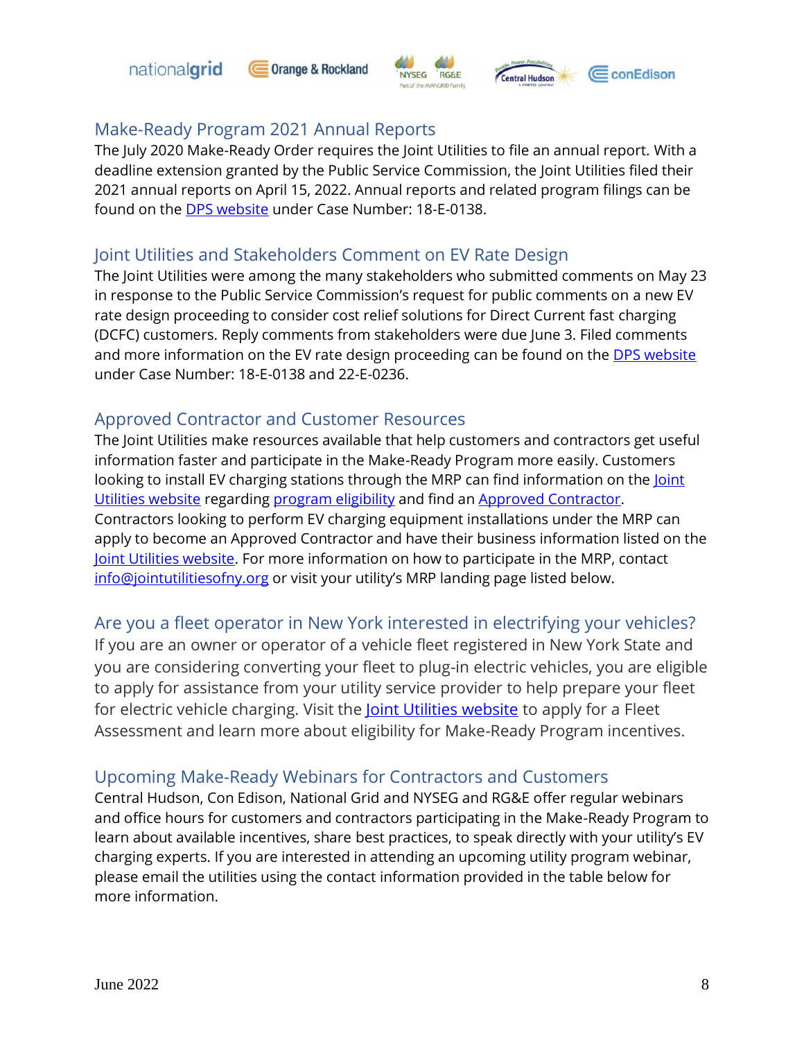## Make-Ready Program 2021 Annual Reports

The July 2020 Make-Ready Order requires the Joint Utilities to file an annual report. With a deadline extension granted by the Public Service Commission, the Joint Utilities filed their 2021 annual reports on April 15, 2022. Annual reports and related program filings can be found on the DPS website under Case Number: 18-E-0138.

## Joint Utilities and Stakeholders Comment on EV Rate Design

The Joint Utilities were among the many stakeholders who submitted comments on May 23 in response to the Public Service Commission's request for public comments on a new EV rate design proceeding to consider cost relief solutions for Direct Current fast charging (DCFC) customers. Reply comments from stakeholders were due June 3. Filed comments and more information on the EV rate design proceeding can be found on the DPS website under Case Number: 18-E-0138 and 22-E-0236.

## Approved Contractor and Customer Resources

The Joint Utilities make resources available that help customers and contractors get useful information faster and participate in the Make-Ready Program more easily. Customers looking to install EV charging stations through the MRP can find information on the Joint Utilities website regarding program eligibility and find an Approved Contractor. Contractors looking to perform EV charging equipment installations under the MRP can apply to become an Approved Contractor and have their business information listed on the Joint Utilities website. For more information on how to participate in the MRP, contact info@jointutilitiesofny.org or visit your utility's MRP landing page listed below.

## Are you a fleet operator in New York interested in electrifying your vehicles?

If you are an owner or operator of a vehicle fleet registered in New York State and you are considering converting your fleet to plug-in electric vehicles, you are eligible to apply for assistance from your utility service provider to help prepare your fleet for electric vehicle charging. Visit the Joint Utilities website to apply for a Fleet Assessment and learn more about eligibility for Make-Ready Program incentives.

## Upcoming Make-Ready Webinars for Contractors and Customers

Central Hudson, Con Edison, National Grid and NYSEG and RG&E offer regular webinars and office hours for customers and contractors participating in the Make-Ready Program to learn about available incentives, share best practices, to speak directly with your utility's EV charging experts. If you are interested in attending an upcoming utility program webinar, please email the utilities using the contact information provided in the table below for more information.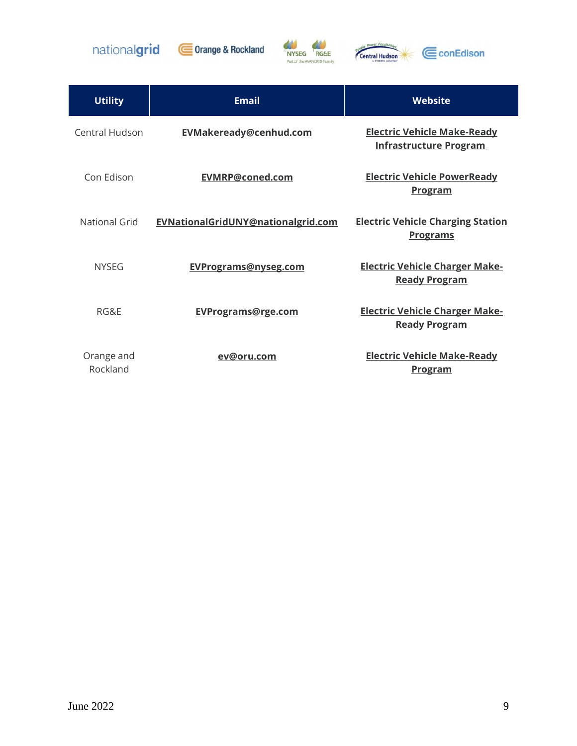| Utility | Email | Website |
|---|---|---|
| Central Hudson | **EVMakeready@cenhud.com** | **Electric Vehicle Make-Ready Infrastructure Program** |
| Con Edison | **EVMRP@coned.com** | **Electric Vehicle PowerReady Program** |
| National Grid | **EVNationalGridUNY@nationalgrid.com** | **Electric Vehicle Charging Station Programs** |
| NYSEG | **EVPrograms@nyseg.com** | **Electric Vehicle Charger Make-Ready Program** |
| RG&E | **EVPrograms@rge.com** | **Electric Vehicle Charger Make-Ready Program** |
| Orange and Rockland | **ev@oru.com** | **Electric Vehicle Make-Ready Program** |

June 2022